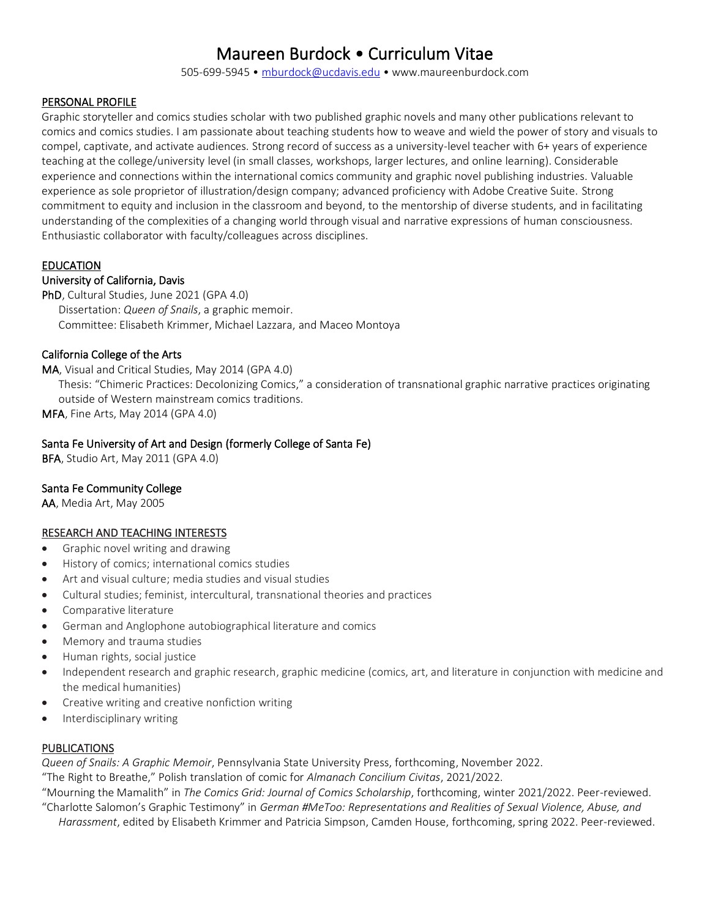# Maureen Burdock • Curriculum Vitae

505-699-5945 • mburdock@ucdavis.edu • www.maureenburdock.com

## PERSONAL PROFILE

Graphic storyteller and comics studies scholar with two published graphic novels and many other publications relevant to comics and comics studies. I am passionate about teaching students how to weave and wield the power of story and visuals to compel, captivate, and activate audiences. Strong record of success as a university-level teacher with 6+ years of experience teaching at the college/university level (in small classes, workshops, larger lectures, and online learning). Considerable experience and connections within the international comics community and graphic novel publishing industries. Valuable experience as sole proprietor of illustration/design company; advanced proficiency with Adobe Creative Suite. Strong commitment to equity and inclusion in the classroom and beyond, to the mentorship of diverse students, and in facilitating understanding of the complexities of a changing world through visual and narrative expressions of human consciousness. Enthusiastic collaborator with faculty/colleagues across disciplines.

## EDUCATION

### University of California, Davis

**PhD**, Cultural Studies, June 2021 (GPA 4.0)
Dissertation: *Queen of Snails*, a graphic memoir.
Committee: Elisabeth Krimmer, Michael Lazzara, and Maceo Montoya

### California College of the Arts

**MA**, Visual and Critical Studies, May 2014 (GPA 4.0)
Thesis: "Chimeric Practices: Decolonizing Comics," a consideration of transnational graphic narrative practices originating outside of Western mainstream comics traditions.

**MFA**, Fine Arts, May 2014 (GPA 4.0)

### Santa Fe University of Art and Design (formerly College of Santa Fe)

**BFA**, Studio Art, May 2011 (GPA 4.0)

### Santa Fe Community College

**AA**, Media Art, May 2005

## RESEARCH AND TEACHING INTERESTS

- Graphic novel writing and drawing
- History of comics; international comics studies
- Art and visual culture; media studies and visual studies
- Cultural studies; feminist, intercultural, transnational theories and practices
- Comparative literature
- German and Anglophone autobiographical literature and comics
- Memory and trauma studies
- Human rights, social justice
- Independent research and graphic research, graphic medicine (comics, art, and literature in conjunction with medicine and the medical humanities)
- Creative writing and creative nonfiction writing
- Interdisciplinary writing

## PUBLICATIONS

*Queen of Snails: A Graphic Memoir*, Pennsylvania State University Press, forthcoming, November 2022.

"The Right to Breathe," Polish translation of comic for *Almanach Concilium Civitas*, 2021/2022.

"Mourning the Mamalith" in *The Comics Grid: Journal of Comics Scholarship*, forthcoming, winter 2021/2022. Peer-reviewed.

"Charlotte Salomon's Graphic Testimony" in *German #MeToo: Representations and Realities of Sexual Violence, Abuse, and Harassment*, edited by Elisabeth Krimmer and Patricia Simpson, Camden House, forthcoming, spring 2022. Peer-reviewed.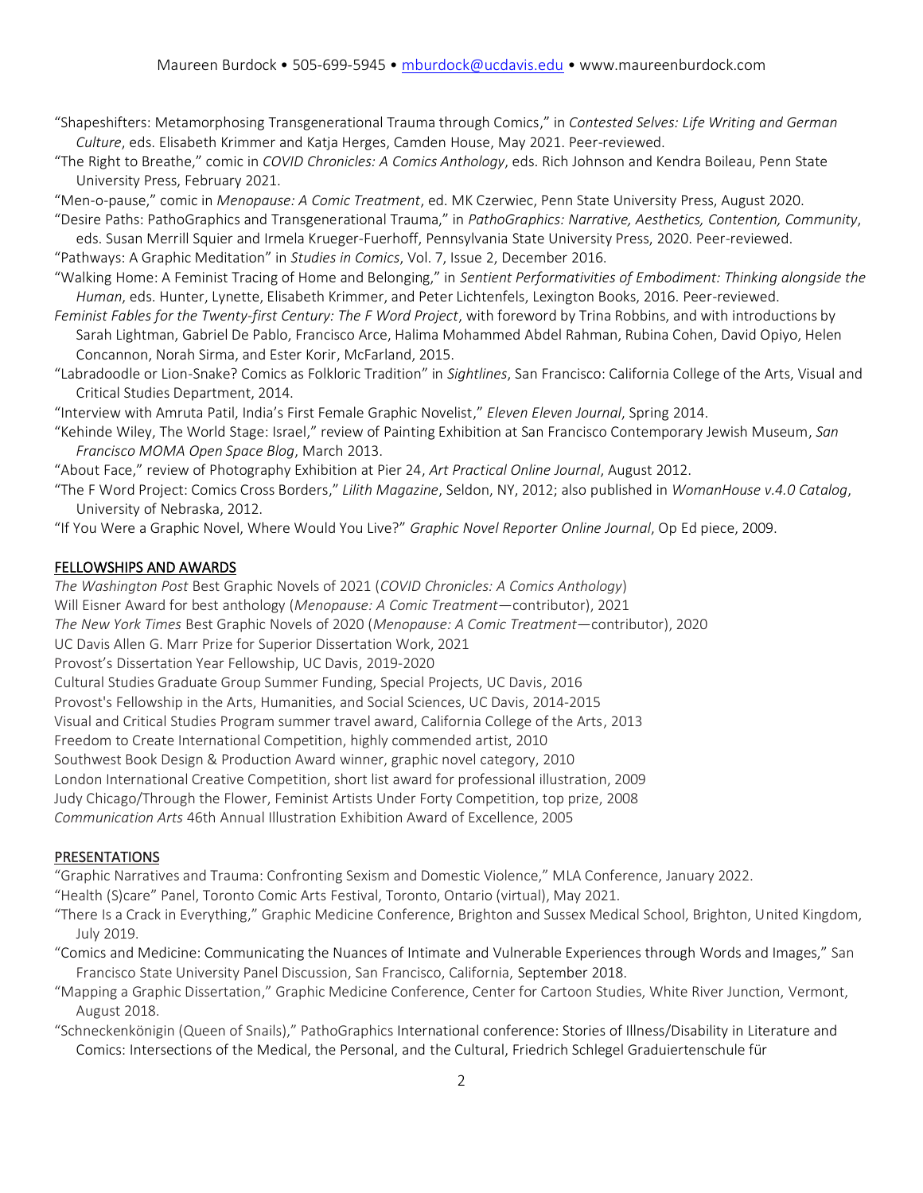"Shapeshifters: Metamorphosing Transgenerational Trauma through Comics," in *Contested Selves: Life Writing and German Culture*, eds. Elisabeth Krimmer and Katja Herges, Camden House, May 2021. Peer-reviewed.

"The Right to Breathe," comic in *COVID Chronicles: A Comics Anthology*, eds. Rich Johnson and Kendra Boileau, Penn State University Press, February 2021.

"Men-o-pause," comic in *Menopause: A Comic Treatment*, ed. MK Czerwiec, Penn State University Press, August 2020.

"Desire Paths: PathoGraphics and Transgenerational Trauma," in *PathoGraphics: Narrative, Aesthetics, Contention, Community*, eds. Susan Merrill Squier and Irmela Krueger-Fuerhoff, Pennsylvania State University Press, 2020. Peer-reviewed.

"Pathways: A Graphic Meditation" in *Studies in Comics*, Vol. 7, Issue 2, December 2016.

"Walking Home: A Feminist Tracing of Home and Belonging," in *Sentient Performativities of Embodiment: Thinking alongside the Human*, eds. Hunter, Lynette, Elisabeth Krimmer, and Peter Lichtenfels, Lexington Books, 2016. Peer-reviewed.

*Feminist Fables for the Twenty-first Century: The F Word Project*, with foreword by Trina Robbins, and with introductions by Sarah Lightman, Gabriel De Pablo, Francisco Arce, Halima Mohammed Abdel Rahman, Rubina Cohen, David Opiyo, Helen Concannon, Norah Sirma, and Ester Korir, McFarland, 2015.

"Labradoodle or Lion-Snake? Comics as Folkloric Tradition" in *Sightlines*, San Francisco: California College of the Arts, Visual and Critical Studies Department, 2014.

"Interview with Amruta Patil, India's First Female Graphic Novelist," *Eleven Eleven Journal*, Spring 2014.

"Kehinde Wiley, The World Stage: Israel," review of Painting Exhibition at San Francisco Contemporary Jewish Museum, *San Francisco MOMA Open Space Blog*, March 2013.

"About Face," review of Photography Exhibition at Pier 24, *Art Practical Online Journal*, August 2012.

"The F Word Project: Comics Cross Borders," *Lilith Magazine*, Seldon, NY, 2012; also published in *WomanHouse v.4.0 Catalog*, University of Nebraska, 2012.

"If You Were a Graphic Novel, Where Would You Live?" *Graphic Novel Reporter Online Journal*, Op Ed piece, 2009.

## FELLOWSHIPS AND AWARDS

*The Washington Post* Best Graphic Novels of 2021 (*COVID Chronicles: A Comics Anthology*)
Will Eisner Award for best anthology (*Menopause: A Comic Treatment*—contributor), 2021
*The New York Times* Best Graphic Novels of 2020 (*Menopause: A Comic Treatment*—contributor), 2020
UC Davis Allen G. Marr Prize for Superior Dissertation Work, 2021
Provost's Dissertation Year Fellowship, UC Davis, 2019-2020
Cultural Studies Graduate Group Summer Funding, Special Projects, UC Davis, 2016
Provost's Fellowship in the Arts, Humanities, and Social Sciences, UC Davis, 2014-2015
Visual and Critical Studies Program summer travel award, California College of the Arts, 2013
Freedom to Create International Competition, highly commended artist, 2010
Southwest Book Design & Production Award winner, graphic novel category, 2010
London International Creative Competition, short list award for professional illustration, 2009
Judy Chicago/Through the Flower, Feminist Artists Under Forty Competition, top prize, 2008
*Communication Arts* 46th Annual Illustration Exhibition Award of Excellence, 2005

## PRESENTATIONS

"Graphic Narratives and Trauma: Confronting Sexism and Domestic Violence," MLA Conference, January 2022.

"Health (S)care" Panel, Toronto Comic Arts Festival, Toronto, Ontario (virtual), May 2021.

"There Is a Crack in Everything," Graphic Medicine Conference, Brighton and Sussex Medical School, Brighton, United Kingdom, July 2019.

"Comics and Medicine: Communicating the Nuances of Intimate and Vulnerable Experiences through Words and Images," San Francisco State University Panel Discussion, San Francisco, California, September 2018.

"Mapping a Graphic Dissertation," Graphic Medicine Conference, Center for Cartoon Studies, White River Junction, Vermont, August 2018.

"Schneckenkönigin (Queen of Snails)," PathoGraphics International conference: Stories of Illness/Disability in Literature and Comics: Intersections of the Medical, the Personal, and the Cultural, Friedrich Schlegel Graduiertenschule für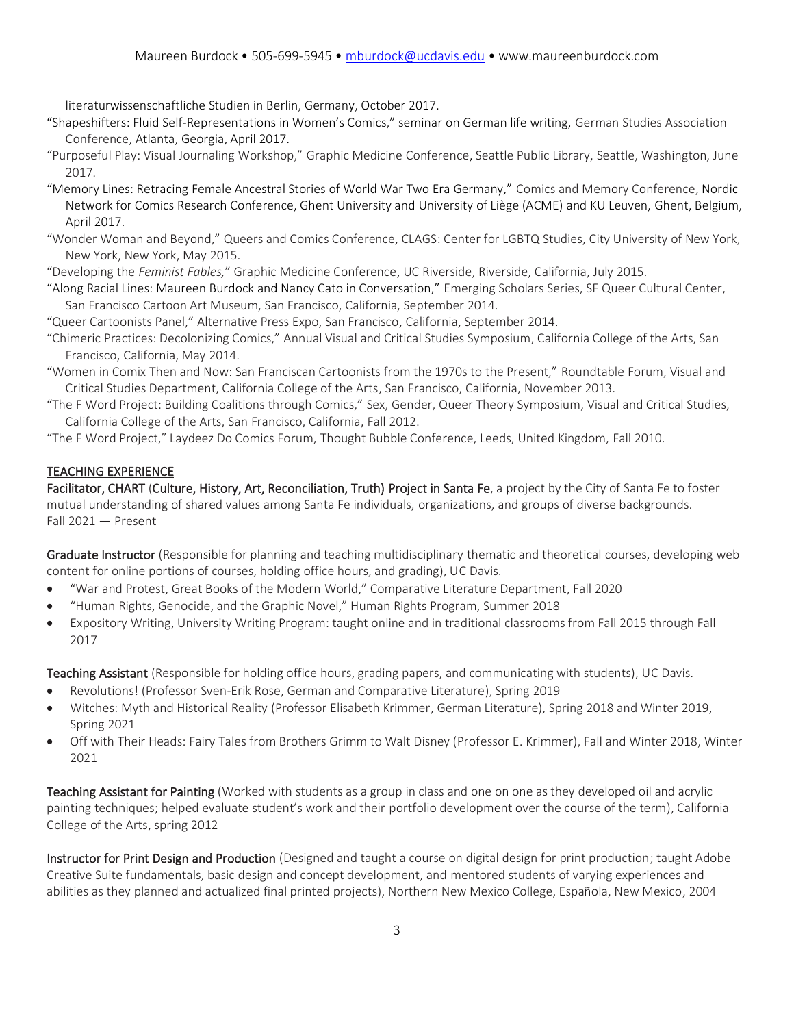literaturwissenschaftliche Studien in Berlin, Germany, October 2017.

"Shapeshifters: Fluid Self-Representations in Women's Comics," seminar on German life writing, German Studies Association Conference, Atlanta, Georgia, April 2017.

"Purposeful Play: Visual Journaling Workshop," Graphic Medicine Conference, Seattle Public Library, Seattle, Washington, June 2017.

"Memory Lines: Retracing Female Ancestral Stories of World War Two Era Germany," Comics and Memory Conference, Nordic Network for Comics Research Conference, Ghent University and University of Liège (ACME) and KU Leuven, Ghent, Belgium, April 2017.

"Wonder Woman and Beyond," Queers and Comics Conference, CLAGS: Center for LGBTQ Studies, City University of New York, New York, New York, May 2015.

"Developing the *Feminist Fables,*" Graphic Medicine Conference, UC Riverside, Riverside, California, July 2015.

"Along Racial Lines: Maureen Burdock and Nancy Cato in Conversation," Emerging Scholars Series, SF Queer Cultural Center, San Francisco Cartoon Art Museum, San Francisco, California, September 2014.

"Queer Cartoonists Panel," Alternative Press Expo, San Francisco, California, September 2014.

"Chimeric Practices: Decolonizing Comics," Annual Visual and Critical Studies Symposium, California College of the Arts, San Francisco, California, May 2014.

"Women in Comix Then and Now: San Franciscan Cartoonists from the 1970s to the Present," Roundtable Forum, Visual and Critical Studies Department, California College of the Arts, San Francisco, California, November 2013.

"The F Word Project: Building Coalitions through Comics," Sex, Gender, Queer Theory Symposium, Visual and Critical Studies, California College of the Arts, San Francisco, California, Fall 2012.

"The F Word Project," Laydeez Do Comics Forum, Thought Bubble Conference, Leeds, United Kingdom, Fall 2010.

## TEACHING EXPERIENCE

**Facilitator, CHART** (**Culture, History, Art, Reconciliation, Truth) Project in Santa Fe**, a project by the City of Santa Fe to foster mutual understanding of shared values among Santa Fe individuals, organizations, and groups of diverse backgrounds. Fall 2021 — Present

**Graduate Instructor** (Responsible for planning and teaching multidisciplinary thematic and theoretical courses, developing web content for online portions of courses, holding office hours, and grading), UC Davis.

- "War and Protest, Great Books of the Modern World," Comparative Literature Department, Fall 2020
- "Human Rights, Genocide, and the Graphic Novel," Human Rights Program, Summer 2018
- Expository Writing, University Writing Program: taught online and in traditional classrooms from Fall 2015 through Fall 2017

**Teaching Assistant** (Responsible for holding office hours, grading papers, and communicating with students), UC Davis.

- Revolutions! (Professor Sven-Erik Rose, German and Comparative Literature), Spring 2019
- Witches: Myth and Historical Reality (Professor Elisabeth Krimmer, German Literature), Spring 2018 and Winter 2019, Spring 2021
- Off with Their Heads: Fairy Tales from Brothers Grimm to Walt Disney (Professor E. Krimmer), Fall and Winter 2018, Winter 2021

**Teaching Assistant for Painting** (Worked with students as a group in class and one on one as they developed oil and acrylic painting techniques; helped evaluate student's work and their portfolio development over the course of the term), California College of the Arts, spring 2012

**Instructor for Print Design and Production** (Designed and taught a course on digital design for print production; taught Adobe Creative Suite fundamentals, basic design and concept development, and mentored students of varying experiences and abilities as they planned and actualized final printed projects), Northern New Mexico College, Española, New Mexico, 2004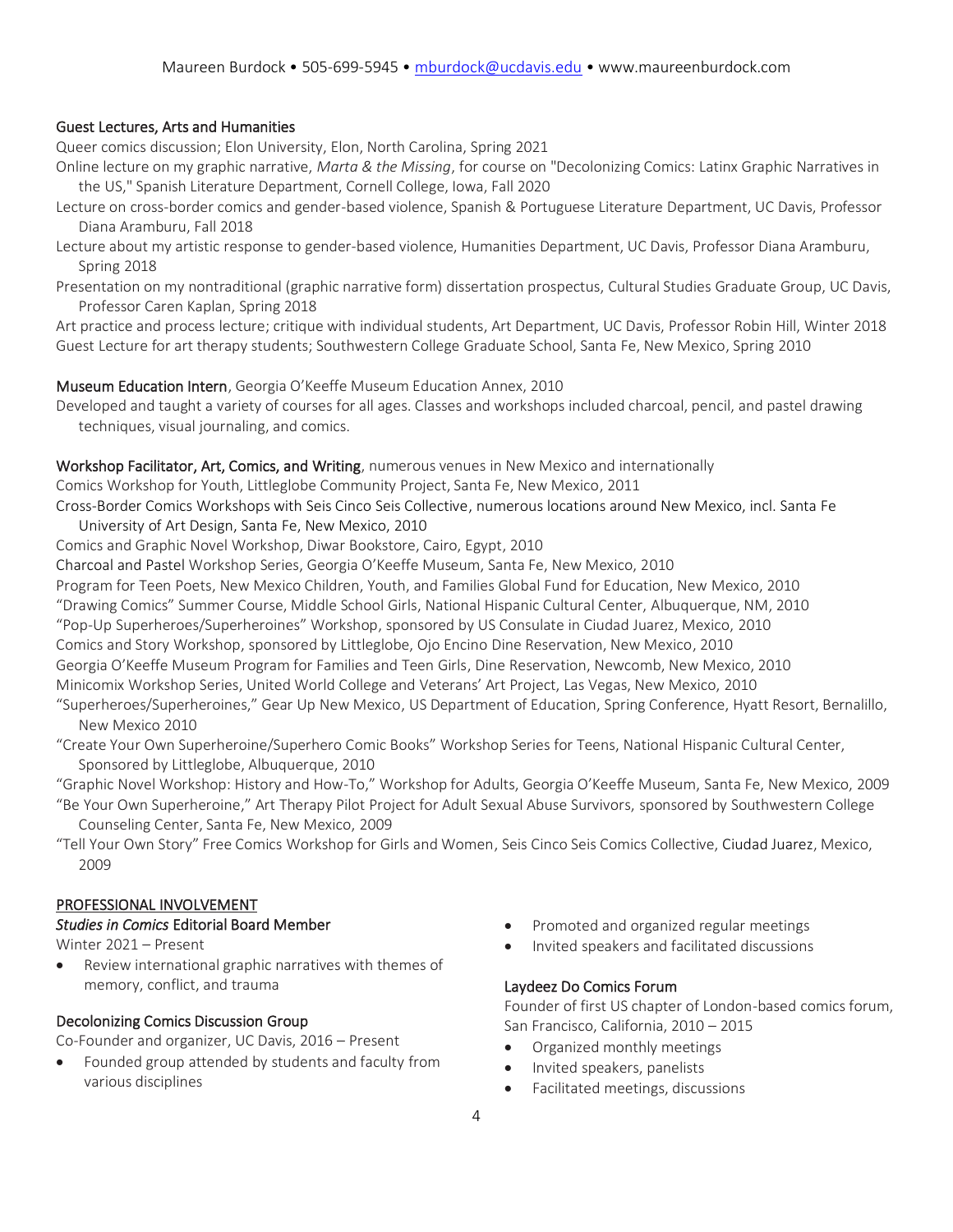### Guest Lectures, Arts and Humanities

Queer comics discussion; Elon University, Elon, North Carolina, Spring 2021

Online lecture on my graphic narrative, *Marta & the Missing*, for course on "Decolonizing Comics: Latinx Graphic Narratives in the US," Spanish Literature Department, Cornell College, Iowa, Fall 2020

Lecture on cross-border comics and gender-based violence, Spanish & Portuguese Literature Department, UC Davis, Professor Diana Aramburu, Fall 2018

Lecture about my artistic response to gender-based violence, Humanities Department, UC Davis, Professor Diana Aramburu, Spring 2018

Presentation on my nontraditional (graphic narrative form) dissertation prospectus, Cultural Studies Graduate Group, UC Davis, Professor Caren Kaplan, Spring 2018

Art practice and process lecture; critique with individual students, Art Department, UC Davis, Professor Robin Hill, Winter 2018

Guest Lecture for art therapy students; Southwestern College Graduate School, Santa Fe, New Mexico, Spring 2010

### Museum Education Intern, Georgia O'Keeffe Museum Education Annex, 2010

Developed and taught a variety of courses for all ages. Classes and workshops included charcoal, pencil, and pastel drawing techniques, visual journaling, and comics.

### Workshop Facilitator, Art, Comics, and Writing, numerous venues in New Mexico and internationally

Comics Workshop for Youth, Littleglobe Community Project, Santa Fe, New Mexico, 2011

Cross-Border Comics Workshops with Seis Cinco Seis Collective, numerous locations around New Mexico, incl. Santa Fe University of Art Design, Santa Fe, New Mexico, 2010

Comics and Graphic Novel Workshop, Diwar Bookstore, Cairo, Egypt, 2010

Charcoal and Pastel Workshop Series, Georgia O'Keeffe Museum, Santa Fe, New Mexico, 2010

Program for Teen Poets, New Mexico Children, Youth, and Families Global Fund for Education, New Mexico, 2010

"Drawing Comics" Summer Course, Middle School Girls, National Hispanic Cultural Center, Albuquerque, NM, 2010

"Pop-Up Superheroes/Superheroines" Workshop, sponsored by US Consulate in Ciudad Juarez, Mexico, 2010

Comics and Story Workshop, sponsored by Littleglobe, Ojo Encino Dine Reservation, New Mexico, 2010

Georgia O'Keeffe Museum Program for Families and Teen Girls, Dine Reservation, Newcomb, New Mexico, 2010

Minicomix Workshop Series, United World College and Veterans' Art Project, Las Vegas, New Mexico, 2010

"Superheroes/Superheroines," Gear Up New Mexico, US Department of Education, Spring Conference, Hyatt Resort, Bernalillo, New Mexico 2010

"Create Your Own Superheroine/Superhero Comic Books" Workshop Series for Teens, National Hispanic Cultural Center, Sponsored by Littleglobe, Albuquerque, 2010

"Graphic Novel Workshop: History and How-To," Workshop for Adults, Georgia O'Keeffe Museum, Santa Fe, New Mexico, 2009

"Be Your Own Superheroine," Art Therapy Pilot Project for Adult Sexual Abuse Survivors, sponsored by Southwestern College Counseling Center, Santa Fe, New Mexico, 2009

"Tell Your Own Story" Free Comics Workshop for Girls and Women, Seis Cinco Seis Comics Collective, Ciudad Juarez, Mexico, 2009

## PROFESSIONAL INVOLVEMENT

### *Studies in Comics* Editorial Board Member

Winter 2021 – Present

- Review international graphic narratives with themes of memory, conflict, and trauma

### Decolonizing Comics Discussion Group

Co-Founder and organizer, UC Davis, 2016 – Present

- Founded group attended by students and faculty from various disciplines
- Promoted and organized regular meetings
- Invited speakers and facilitated discussions

### Laydeez Do Comics Forum

Founder of first US chapter of London-based comics forum, San Francisco, California, 2010 – 2015

- Organized monthly meetings
- Invited speakers, panelists
- Facilitated meetings, discussions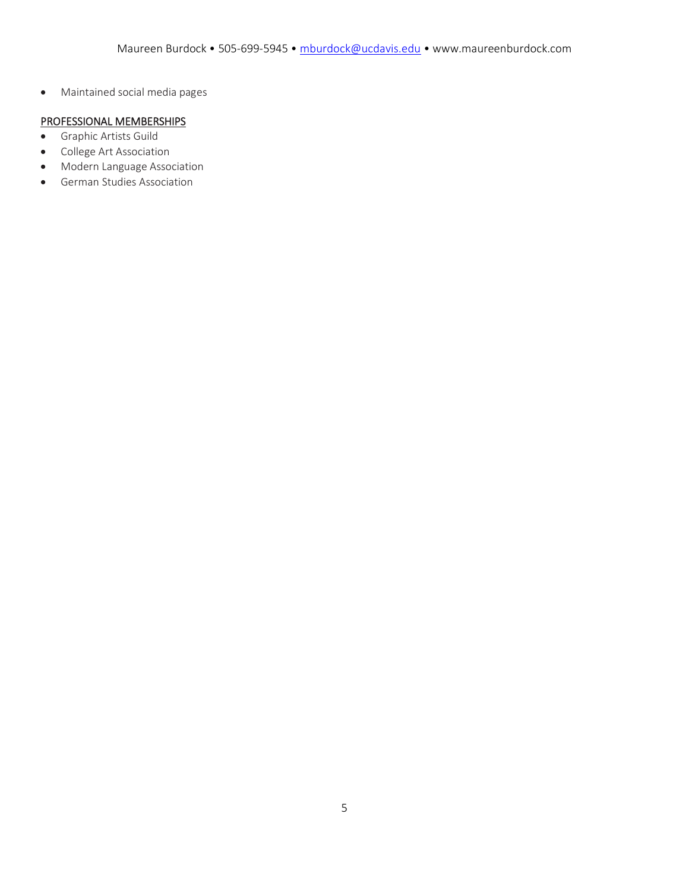- Maintained social media pages

## PROFESSIONAL MEMBERSHIPS

- Graphic Artists Guild
- College Art Association
- Modern Language Association
- German Studies Association